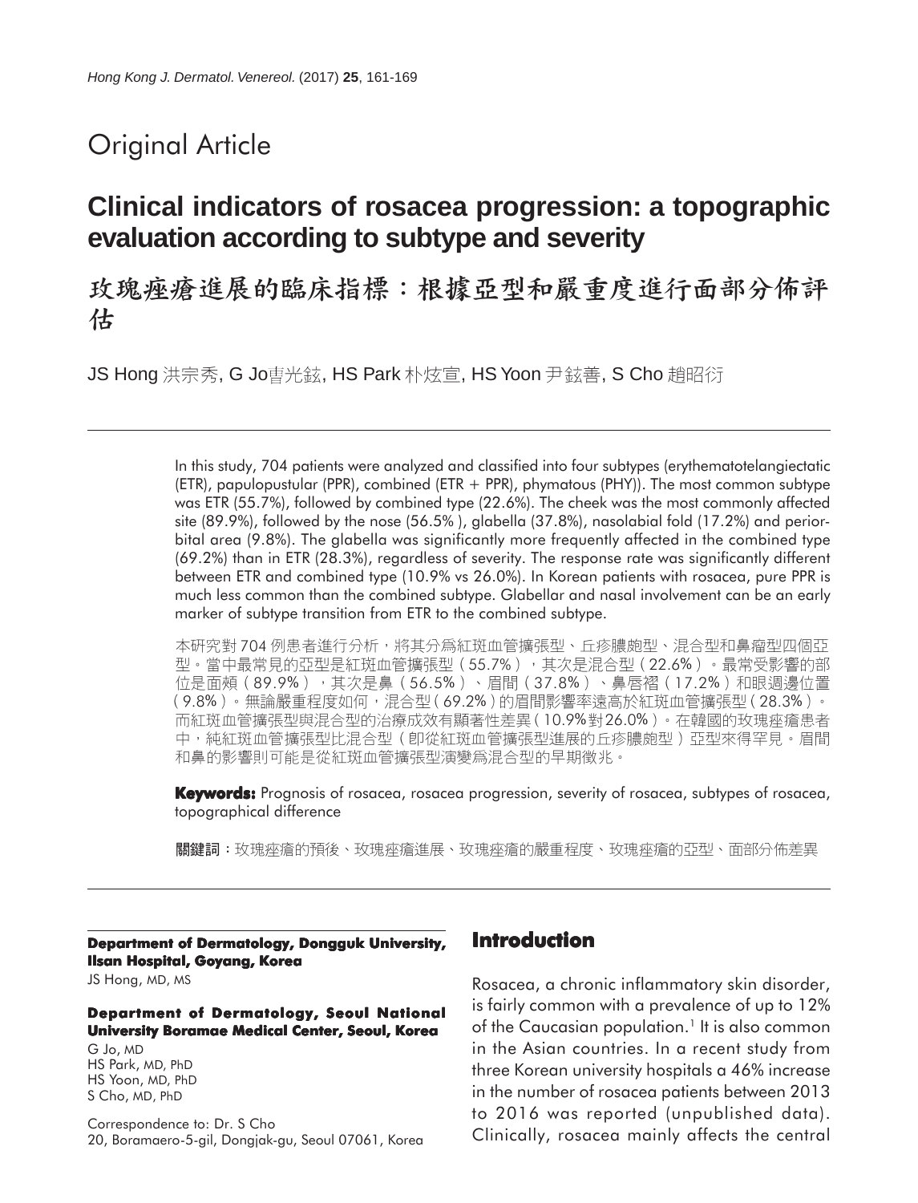# Original Article

## Clinical indicators of rosacea progression: a topographic evaluation according to subtype and severity

## 玫瑰痤瘡進展的臨床指標：根據亞型和嚴重度進行面部分佈評估

JS Hong 洪宗秀, G Jo曺光鉉, HS Park 朴炫宣, HS Yoon 尹鉉善, S Cho 趙昭衍

In this study, 704 patients were analyzed and classified into four subtypes (erythematotelangiectatic (ETR), papulopustular (PPR), combined (ETR + PPR), phymatous (PHY)). The most common subtype was ETR (55.7%), followed by combined type (22.6%). The cheek was the most commonly affected site (89.9%), followed by the nose (56.5%), glabella (37.8%), nasolabial fold (17.2%) and periorbital area (9.8%). The glabella was significantly more frequently affected in the combined type (69.2%) than in ETR (28.3%), regardless of severity. The response rate was significantly different between ETR and combined type (10.9% vs 26.0%). In Korean patients with rosacea, pure PPR is much less common than the combined subtype. Glabellar and nasal involvement can be an early marker of subtype transition from ETR to the combined subtype.

本研究對704例患者進行分析，將其分爲紅斑血管擴張型、丘疹膿皰型、混合型和鼻瘤型四個亞型。當中最常見的亞型是紅斑血管擴張型（55.7%），其次是混合型（22.6%）。最常受影響的部位是面頰（89.9%），其次是鼻（56.5%）、眉間（37.8%）、鼻唇褶（17.2%）和眼週邊位置（9.8%）。無論嚴重程度如何，混合型（69.2%）的眉間影響率遠高於紅斑血管擴張型（28.3%）。而紅斑血管擴張型與混合型的治療成效有顯著性差異（10.9%對26.0%）。在韓國的玫瑰痤瘡患者中，純紅斑血管擴張型比混合型（即從紅斑血管擴張型進展的丘疹膿皰型）亞型來得罕見。眉間和鼻的影響則可能是從紅斑血管擴張型演變爲混合型的早期徵兆。

**Keywords:** Prognosis of rosacea, rosacea progression, severity of rosacea, subtypes of rosacea, topographical difference

**關鍵詞**：玫瑰痤瘡的預後、玫瑰痤瘡進展、玫瑰痤瘡的嚴重程度、玫瑰痤瘡的亞型、面部分佈差異

**Department of Dermatology, Dongguk University, Ilsan Hospital, Goyang, Korea**

JS Hong, MD, MS

**Department of Dermatology, Seoul National University Boramae Medical Center, Seoul, Korea**

G Jo, MD
HS Park, MD, PhD
HS Yoon, MD, PhD
S Cho, MD, PhD

Correspondence to: Dr. S Cho
20, Boramaero-5-gil, Dongjak-gu, Seoul 07061, Korea

## Introduction

Rosacea, a chronic inflammatory skin disorder, is fairly common with a prevalence of up to 12% of the Caucasian population.[1] It is also common in the Asian countries. In a recent study from three Korean university hospitals a 46% increase in the number of rosacea patients between 2013 to 2016 was reported (unpublished data). Clinically, rosacea mainly affects the central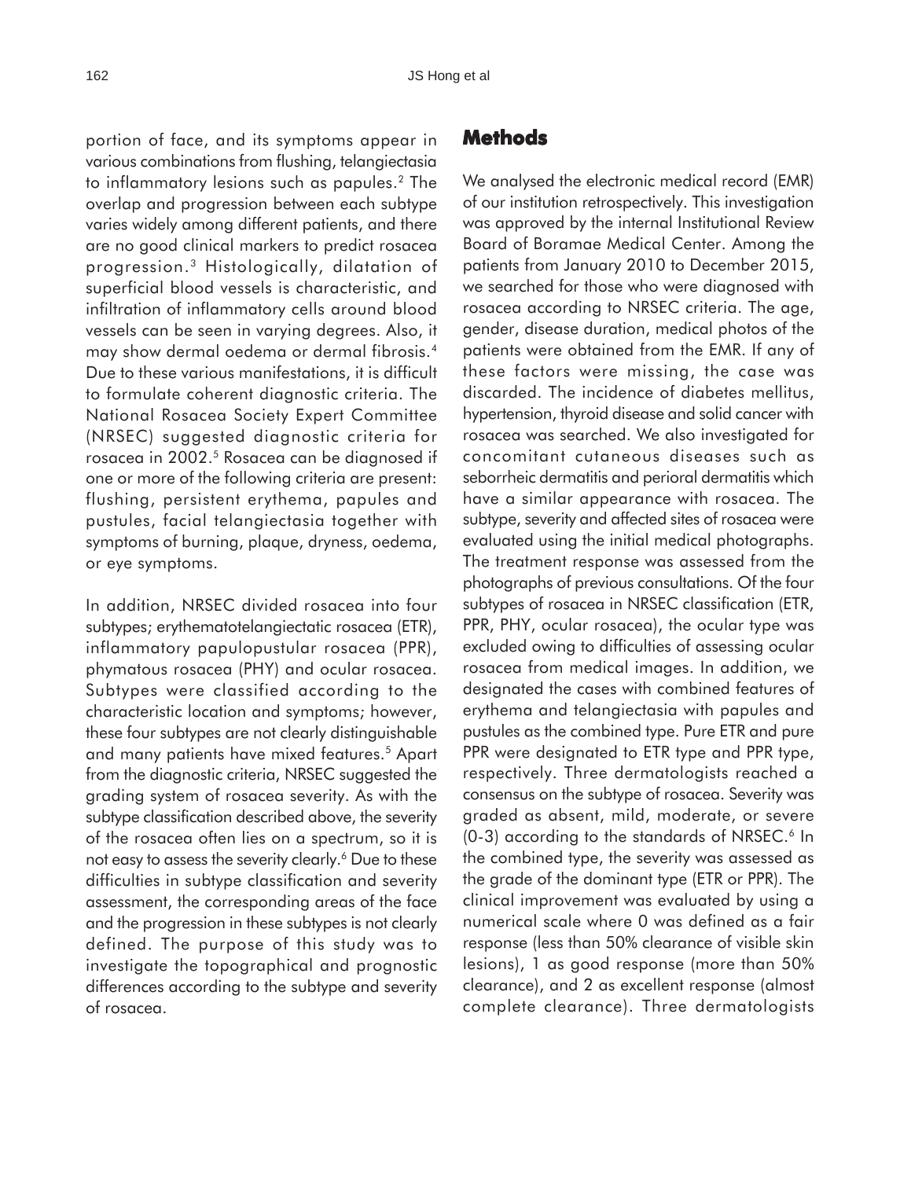portion of face, and its symptoms appear in various combinations from flushing, telangiectasia to inflammatory lesions such as papules.[2] The overlap and progression between each subtype varies widely among different patients, and there are no good clinical markers to predict rosacea progression.[3] Histologically, dilatation of superficial blood vessels is characteristic, and infiltration of inflammatory cells around blood vessels can be seen in varying degrees. Also, it may show dermal oedema or dermal fibrosis.[4] Due to these various manifestations, it is difficult to formulate coherent diagnostic criteria. The National Rosacea Society Expert Committee (NRSEC) suggested diagnostic criteria for rosacea in 2002.[5] Rosacea can be diagnosed if one or more of the following criteria are present: flushing, persistent erythema, papules and pustules, facial telangiectasia together with symptoms of burning, plaque, dryness, oedema, or eye symptoms.

In addition, NRSEC divided rosacea into four subtypes; erythematotelangiectatic rosacea (ETR), inflammatory papulopustular rosacea (PPR), phymatous rosacea (PHY) and ocular rosacea. Subtypes were classified according to the characteristic location and symptoms; however, these four subtypes are not clearly distinguishable and many patients have mixed features.[5] Apart from the diagnostic criteria, NRSEC suggested the grading system of rosacea severity. As with the subtype classification described above, the severity of the rosacea often lies on a spectrum, so it is not easy to assess the severity clearly.[6] Due to these difficulties in subtype classification and severity assessment, the corresponding areas of the face and the progression in these subtypes is not clearly defined. The purpose of this study was to investigate the topographical and prognostic differences according to the subtype and severity of rosacea.

## Methods

We analysed the electronic medical record (EMR) of our institution retrospectively. This investigation was approved by the internal Institutional Review Board of Boramae Medical Center. Among the patients from January 2010 to December 2015, we searched for those who were diagnosed with rosacea according to NRSEC criteria. The age, gender, disease duration, medical photos of the patients were obtained from the EMR. If any of these factors were missing, the case was discarded. The incidence of diabetes mellitus, hypertension, thyroid disease and solid cancer with rosacea was searched. We also investigated for concomitant cutaneous diseases such as seborrheic dermatitis and perioral dermatitis which have a similar appearance with rosacea. The subtype, severity and affected sites of rosacea were evaluated using the initial medical photographs. The treatment response was assessed from the photographs of previous consultations. Of the four subtypes of rosacea in NRSEC classification (ETR, PPR, PHY, ocular rosacea), the ocular type was excluded owing to difficulties of assessing ocular rosacea from medical images. In addition, we designated the cases with combined features of erythema and telangiectasia with papules and pustules as the combined type. Pure ETR and pure PPR were designated to ETR type and PPR type, respectively. Three dermatologists reached a consensus on the subtype of rosacea. Severity was graded as absent, mild, moderate, or severe (0-3) according to the standards of NRSEC.[6] In the combined type, the severity was assessed as the grade of the dominant type (ETR or PPR). The clinical improvement was evaluated by using a numerical scale where 0 was defined as a fair response (less than 50% clearance of visible skin lesions), 1 as good response (more than 50% clearance), and 2 as excellent response (almost complete clearance). Three dermatologists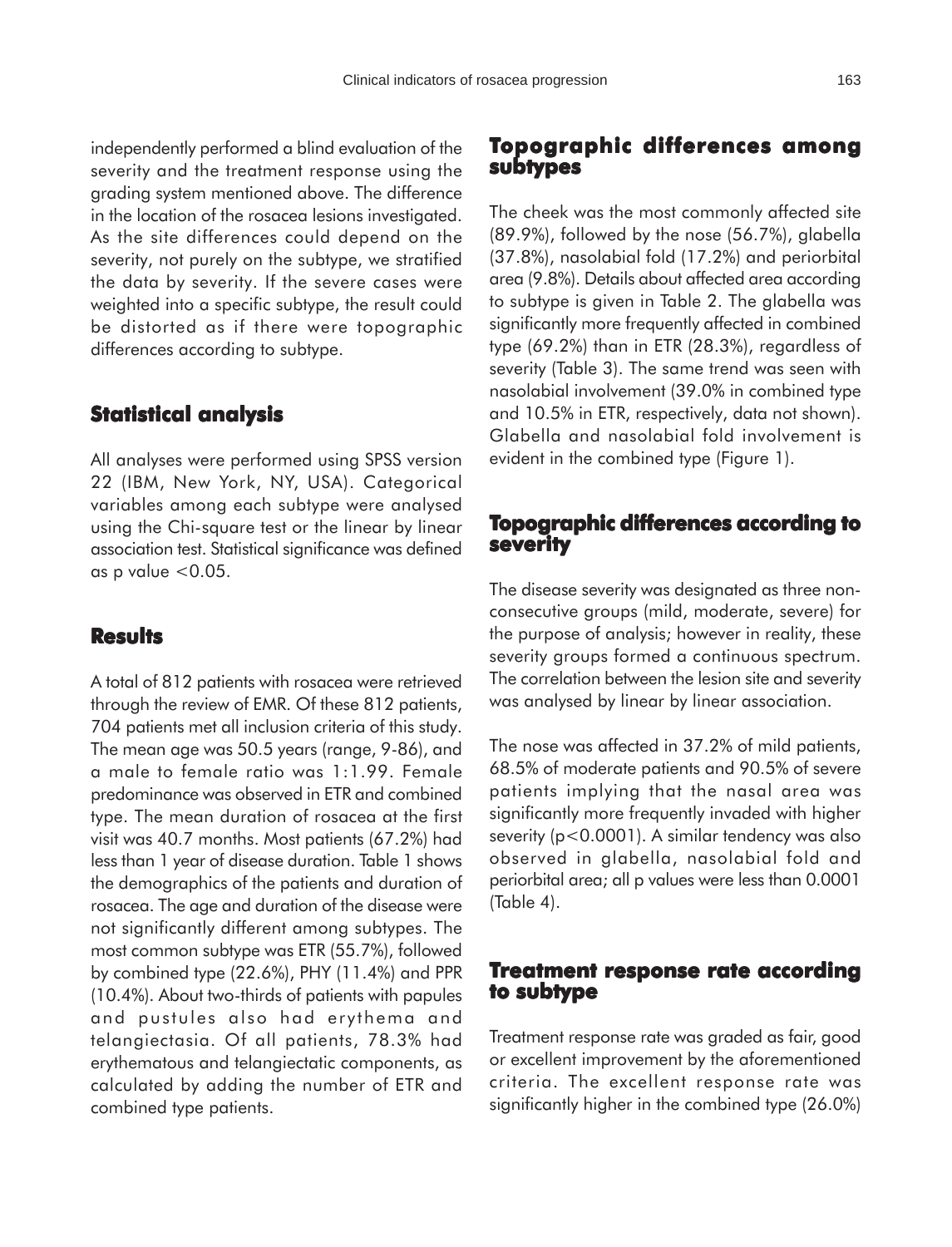independently performed a blind evaluation of the severity and the treatment response using the grading system mentioned above. The difference in the location of the rosacea lesions investigated. As the site differences could depend on the severity, not purely on the subtype, we stratified the data by severity. If the severe cases were weighted into a specific subtype, the result could be distorted as if there were topographic differences according to subtype.

## Statistical analysis

All analyses were performed using SPSS version 22 (IBM, New York, NY, USA). Categorical variables among each subtype were analysed using the Chi-square test or the linear by linear association test. Statistical significance was defined as p value <0.05.

## Results

A total of 812 patients with rosacea were retrieved through the review of EMR. Of these 812 patients, 704 patients met all inclusion criteria of this study. The mean age was 50.5 years (range, 9-86), and a male to female ratio was 1:1.99. Female predominance was observed in ETR and combined type. The mean duration of rosacea at the first visit was 40.7 months. Most patients (67.2%) had less than 1 year of disease duration. Table 1 shows the demographics of the patients and duration of rosacea. The age and duration of the disease were not significantly different among subtypes. The most common subtype was ETR (55.7%), followed by combined type (22.6%), PHY (11.4%) and PPR (10.4%). About two-thirds of patients with papules and pustules also had erythema and telangiectasia. Of all patients, 78.3% had erythematous and telangiectatic components, as calculated by adding the number of ETR and combined type patients.

## Topographic differences among subtypes

The cheek was the most commonly affected site (89.9%), followed by the nose (56.7%), glabella (37.8%), nasolabial fold (17.2%) and periorbital area (9.8%). Details about affected area according to subtype is given in Table 2. The glabella was significantly more frequently affected in combined type (69.2%) than in ETR (28.3%), regardless of severity (Table 3). The same trend was seen with nasolabial involvement (39.0% in combined type and 10.5% in ETR, respectively, data not shown). Glabella and nasolabial fold involvement is evident in the combined type (Figure 1).

## Topographic differences according to severity

The disease severity was designated as three non-consecutive groups (mild, moderate, severe) for the purpose of analysis; however in reality, these severity groups formed a continuous spectrum. The correlation between the lesion site and severity was analysed by linear by linear association.

The nose was affected in 37.2% of mild patients, 68.5% of moderate patients and 90.5% of severe patients implying that the nasal area was significantly more frequently invaded with higher severity ($p<0.0001$). A similar tendency was also observed in glabella, nasolabial fold and periorbital area; all p values were less than 0.0001 (Table 4).

## Treatment response rate according to subtype

Treatment response rate was graded as fair, good or excellent improvement by the aforementioned criteria. The excellent response rate was significantly higher in the combined type (26.0%)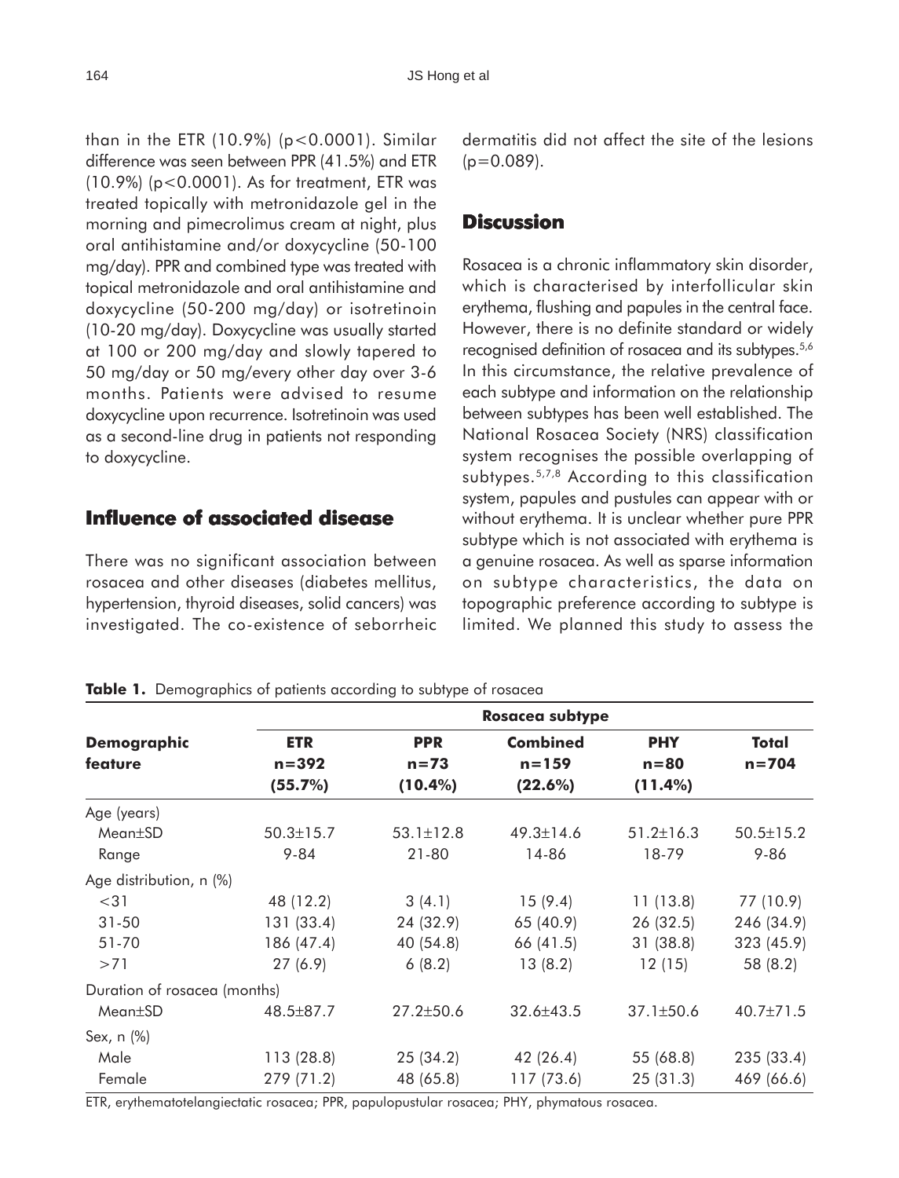than in the ETR (10.9%) ($p<0.0001$). Similar difference was seen between PPR (41.5%) and ETR (10.9%) ($p<0.0001$). As for treatment, ETR was treated topically with metronidazole gel in the morning and pimecrolimus cream at night, plus oral antihistamine and/or doxycycline (50-100 mg/day). PPR and combined type was treated with topical metronidazole and oral antihistamine and doxycycline (50-200 mg/day) or isotretinoin (10-20 mg/day). Doxycycline was usually started at 100 or 200 mg/day and slowly tapered to 50 mg/day or 50 mg/every other day over 3-6 months. Patients were advised to resume doxycycline upon recurrence. Isotretinoin was used as a second-line drug in patients not responding to doxycycline.

## Influence of associated disease

There was no significant association between rosacea and other diseases (diabetes mellitus, hypertension, thyroid diseases, solid cancers) was investigated. The co-existence of seborrheic dermatitis did not affect the site of the lesions ($p=0.089$).

## Discussion

Rosacea is a chronic inflammatory skin disorder, which is characterised by interfollicular skin erythema, flushing and papules in the central face. However, there is no definite standard or widely recognised definition of rosacea and its subtypes.[5,6] In this circumstance, the relative prevalence of each subtype and information on the relationship between subtypes has been well established. The National Rosacea Society (NRS) classification system recognises the possible overlapping of subtypes.[5,7,8] According to this classification system, papules and pustules can appear with or without erythema. It is unclear whether pure PPR subtype which is not associated with erythema is a genuine rosacea. As well as sparse information on subtype characteristics, the data on topographic preference according to subtype is limited. We planned this study to assess the

**Table 1.** Demographics of patients according to subtype of rosacea

| Demographic feature | Rosacea subtype | | | | |
|---|---|---|---|---|---|
| | **ETR n=392 (55.7%)** | **PPR n=73 (10.4%)** | **Combined n=159 (22.6%)** | **PHY n=80 (11.4%)** | **Total n=704** |
| Age (years) | | | | | |
| Mean±SD | 50.3±15.7 | 53.1±12.8 | 49.3±14.6 | 51.2±16.3 | 50.5±15.2 |
| Range | 9-84 | 21-80 | 14-86 | 18-79 | 9-86 |
| Age distribution, n (%) | | | | | |
| <31 | 48 (12.2) | 3 (4.1) | 15 (9.4) | 11 (13.8) | 77 (10.9) |
| 31-50 | 131 (33.4) | 24 (32.9) | 65 (40.9) | 26 (32.5) | 246 (34.9) |
| 51-70 | 186 (47.4) | 40 (54.8) | 66 (41.5) | 31 (38.8) | 323 (45.9) |
| >71 | 27 (6.9) | 6 (8.2) | 13 (8.2) | 12 (15) | 58 (8.2) |
| Duration of rosacea (months) | | | | | |
| Mean±SD | 48.5±87.7 | 27.2±50.6 | 32.6±43.5 | 37.1±50.6 | 40.7±71.5 |
| Sex, n (%) | | | | | |
| Male | 113 (28.8) | 25 (34.2) | 42 (26.4) | 55 (68.8) | 235 (33.4) |
| Female | 279 (71.2) | 48 (65.8) | 117 (73.6) | 25 (31.3) | 469 (66.6) |

ETR, erythematotelangiectatic rosacea; PPR, papulopustular rosacea; PHY, phymatous rosacea.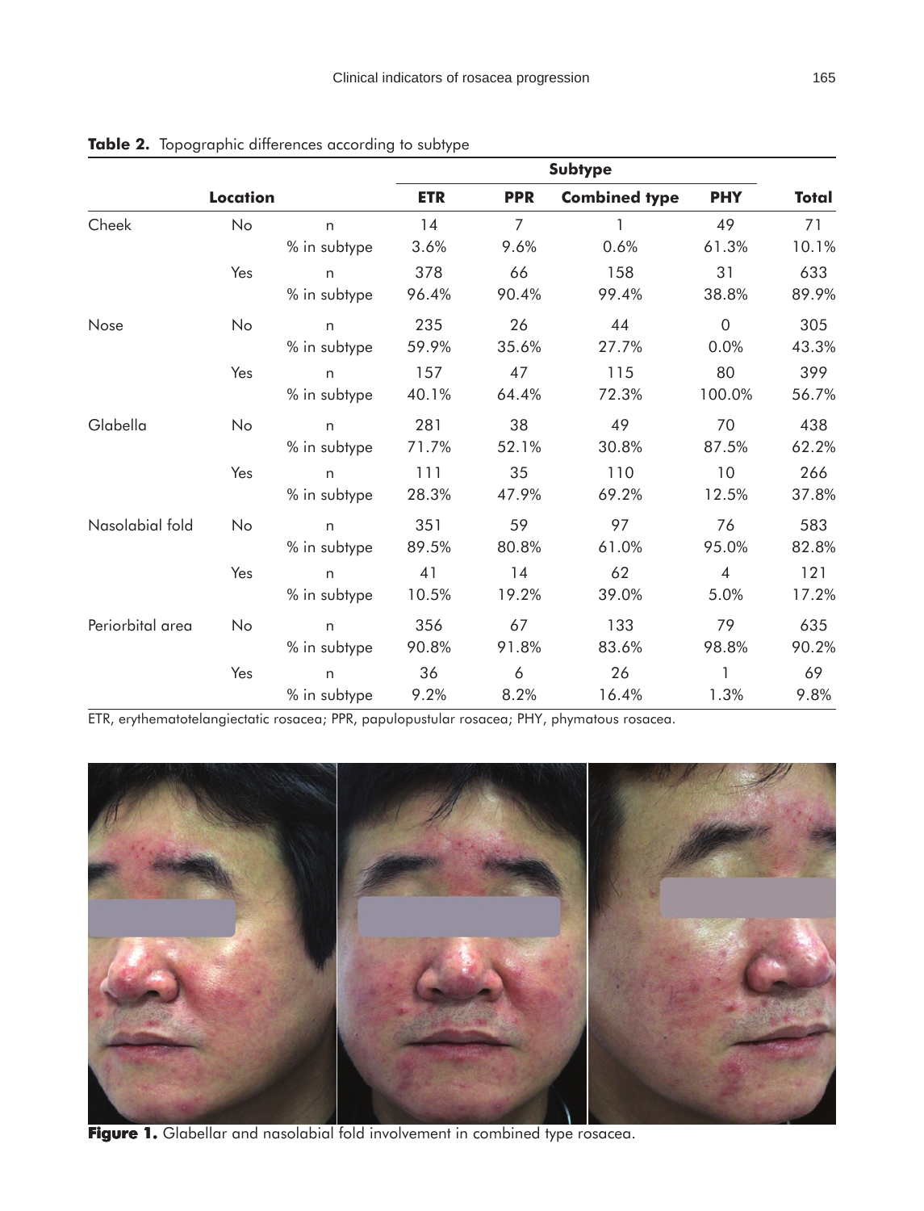**Table 2.** Topographic differences according to subtype

| Location | | | Subtype | | | | Total |
|---|---|---|---|---|---|---|---|
| | | | ETR | PPR | Combined type | PHY | |
| Cheek | No | n | 14 | 7 | 1 | 49 | 71 |
| | | % in subtype | 3.6% | 9.6% | 0.6% | 61.3% | 10.1% |
| | Yes | n | 378 | 66 | 158 | 31 | 633 |
| | | % in subtype | 96.4% | 90.4% | 99.4% | 38.8% | 89.9% |
| Nose | No | n | 235 | 26 | 44 | 0 | 305 |
| | | % in subtype | 59.9% | 35.6% | 27.7% | 0.0% | 43.3% |
| | Yes | n | 157 | 47 | 115 | 80 | 399 |
| | | % in subtype | 40.1% | 64.4% | 72.3% | 100.0% | 56.7% |
| Glabella | No | n | 281 | 38 | 49 | 70 | 438 |
| | | % in subtype | 71.7% | 52.1% | 30.8% | 87.5% | 62.2% |
| | Yes | n | 111 | 35 | 110 | 10 | 266 |
| | | % in subtype | 28.3% | 47.9% | 69.2% | 12.5% | 37.8% |
| Nasolabial fold | No | n | 351 | 59 | 97 | 76 | 583 |
| | | % in subtype | 89.5% | 80.8% | 61.0% | 95.0% | 82.8% |
| | Yes | n | 41 | 14 | 62 | 4 | 121 |
| | | % in subtype | 10.5% | 19.2% | 39.0% | 5.0% | 17.2% |
| Periorbital area | No | n | 356 | 67 | 133 | 79 | 635 |
| | | % in subtype | 90.8% | 91.8% | 83.6% | 98.8% | 90.2% |
| | Yes | n | 36 | 6 | 26 | 1 | 69 |
| | | % in subtype | 9.2% | 8.2% | 16.4% | 1.3% | 9.8% |

ETR, erythematotelangiectatic rosacea; PPR, papulopustular rosacea; PHY, phymatous rosacea.

**Figure 1.** Glabellar and nasolabial fold involvement in combined type rosacea.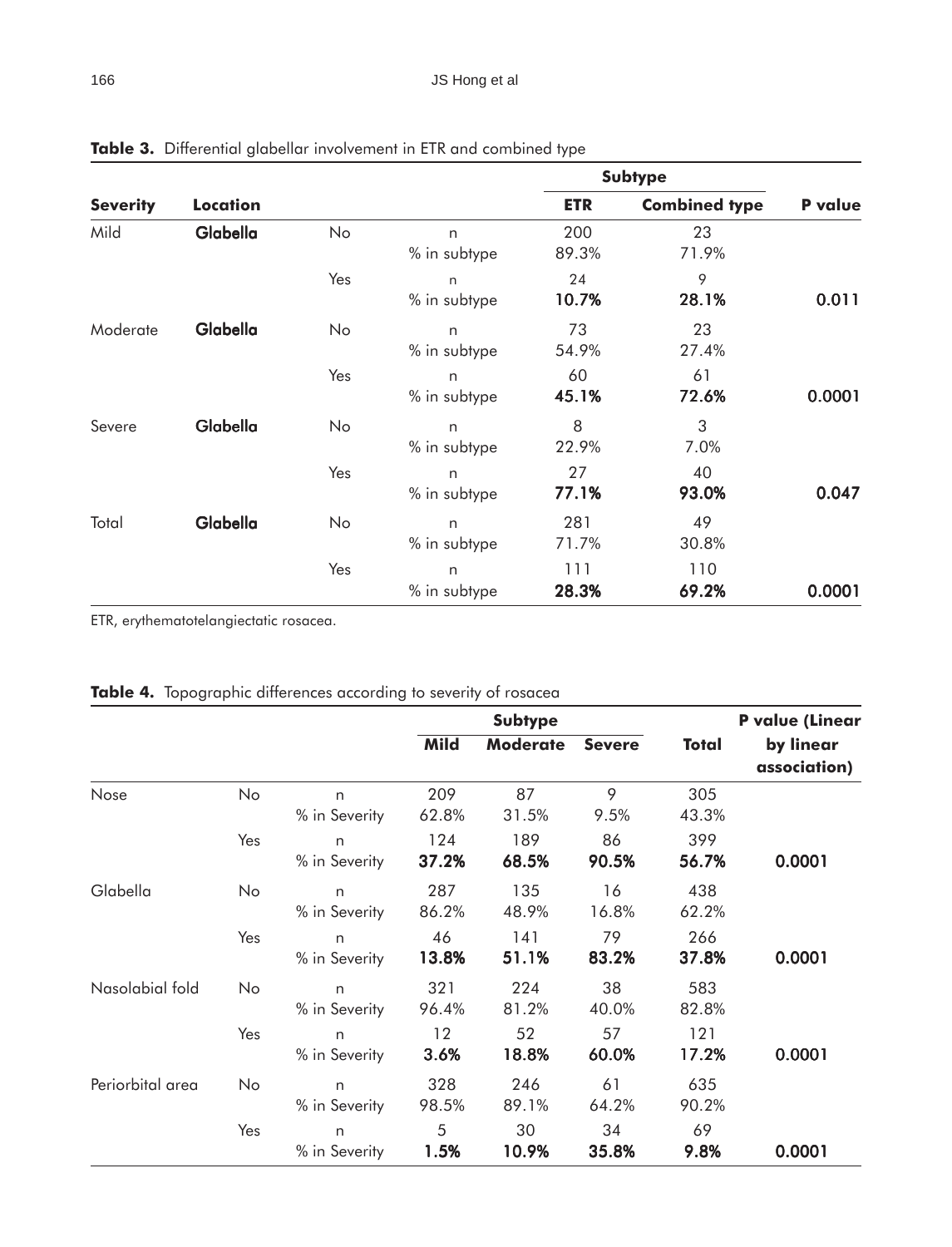**Table 3.** Differential glabellar involvement in ETR and combined type

| Severity | Location | | | Subtype | | P value |
|---|---|---|---|---|---|---|
| | | | | ETR | Combined type | |
| Mild | Glabella | No | n | 200 | 23 | |
| | | | % in subtype | 89.3% | 71.9% | |
| | | Yes | n | 24 | 9 | |
| | | | % in subtype | **10.7%** | **28.1%** | **0.011** |
| Moderate | Glabella | No | n | 73 | 23 | |
| | | | % in subtype | 54.9% | 27.4% | |
| | | Yes | n | 60 | 61 | |
| | | | % in subtype | **45.1%** | **72.6%** | **0.0001** |
| Severe | Glabella | No | n | 8 | 3 | |
| | | | % in subtype | 22.9% | 7.0% | |
| | | Yes | n | 27 | 40 | |
| | | | % in subtype | **77.1%** | **93.0%** | **0.047** |
| Total | Glabella | No | n | 281 | 49 | |
| | | | % in subtype | 71.7% | 30.8% | |
| | | Yes | n | 111 | 110 | |
| | | | % in subtype | **28.3%** | **69.2%** | **0.0001** |

ETR, erythematotelangiectatic rosacea.

**Table 4.** Topographic differences according to severity of rosacea

| | | | Subtype | | | Total | P value (Linear by linear association) |
|---|---|---|---|---|---|---|---|
| | | | Mild | Moderate | Severe | | |
| Nose | No | n | 209 | 87 | 9 | 305 | |
| | | % in Severity | 62.8% | 31.5% | 9.5% | 43.3% | |
| | Yes | n | 124 | 189 | 86 | 399 | |
| | | % in Severity | **37.2%** | **68.5%** | **90.5%** | **56.7%** | **0.0001** |
| Glabella | No | n | 287 | 135 | 16 | 438 | |
| | | % in Severity | 86.2% | 48.9% | 16.8% | 62.2% | |
| | Yes | n | 46 | 141 | 79 | 266 | |
| | | % in Severity | **13.8%** | **51.1%** | **83.2%** | **37.8%** | **0.0001** |
| Nasolabial fold | No | n | 321 | 224 | 38 | 583 | |
| | | % in Severity | 96.4% | 81.2% | 40.0% | 82.8% | |
| | Yes | n | 12 | 52 | 57 | 121 | |
| | | % in Severity | **3.6%** | **18.8%** | **60.0%** | **17.2%** | **0.0001** |
| Periorbital area | No | n | 328 | 246 | 61 | 635 | |
| | | % in Severity | 98.5% | 89.1% | 64.2% | 90.2% | |
| | Yes | n | 5 | 30 | 34 | 69 | |
| | | % in Severity | **1.5%** | **10.9%** | **35.8%** | **9.8%** | **0.0001** |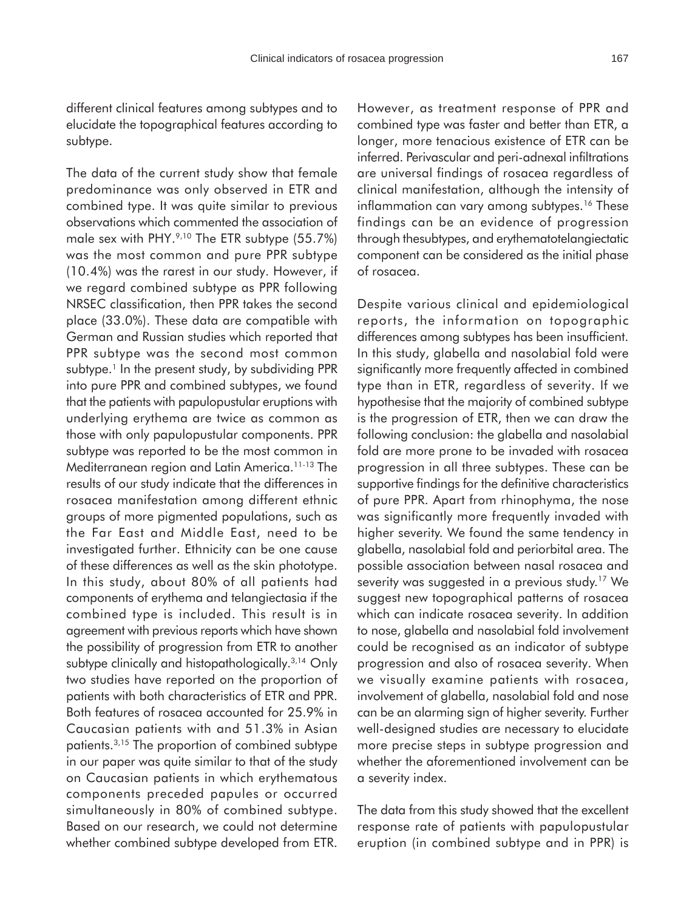different clinical features among subtypes and to elucidate the topographical features according to subtype.

The data of the current study show that female predominance was only observed in ETR and combined type. It was quite similar to previous observations which commented the association of male sex with PHY.[9,10] The ETR subtype (55.7%) was the most common and pure PPR subtype (10.4%) was the rarest in our study. However, if we regard combined subtype as PPR following NRSEC classification, then PPR takes the second place (33.0%). These data are compatible with German and Russian studies which reported that PPR subtype was the second most common subtype.[1] In the present study, by subdividing PPR into pure PPR and combined subtypes, we found that the patients with papulopustular eruptions with underlying erythema are twice as common as those with only papulopustular components. PPR subtype was reported to be the most common in Mediterranean region and Latin America.[11-13] The results of our study indicate that the differences in rosacea manifestation among different ethnic groups of more pigmented populations, such as the Far East and Middle East, need to be investigated further. Ethnicity can be one cause of these differences as well as the skin phototype. In this study, about 80% of all patients had components of erythema and telangiectasia if the combined type is included. This result is in agreement with previous reports which have shown the possibility of progression from ETR to another subtype clinically and histopathologically.[3,14] Only two studies have reported on the proportion of patients with both characteristics of ETR and PPR. Both features of rosacea accounted for 25.9% in Caucasian patients with and 51.3% in Asian patients.[3,15] The proportion of combined subtype in our paper was quite similar to that of the study on Caucasian patients in which erythematous components preceded papules or occurred simultaneously in 80% of combined subtype. Based on our research, we could not determine whether combined subtype developed from ETR. However, as treatment response of PPR and combined type was faster and better than ETR, a longer, more tenacious existence of ETR can be inferred. Perivascular and peri-adnexal infiltrations are universal findings of rosacea regardless of clinical manifestation, although the intensity of inflammation can vary among subtypes.[16] These findings can be an evidence of progression through thesubtypes, and erythematotelangiectatic component can be considered as the initial phase of rosacea.

Despite various clinical and epidemiological reports, the information on topographic differences among subtypes has been insufficient. In this study, glabella and nasolabial fold were significantly more frequently affected in combined type than in ETR, regardless of severity. If we hypothesise that the majority of combined subtype is the progression of ETR, then we can draw the following conclusion: the glabella and nasolabial fold are more prone to be invaded with rosacea progression in all three subtypes. These can be supportive findings for the definitive characteristics of pure PPR. Apart from rhinophyma, the nose was significantly more frequently invaded with higher severity. We found the same tendency in glabella, nasolabial fold and periorbital area. The possible association between nasal rosacea and severity was suggested in a previous study.[17] We suggest new topographical patterns of rosacea which can indicate rosacea severity. In addition to nose, glabella and nasolabial fold involvement could be recognised as an indicator of subtype progression and also of rosacea severity. When we visually examine patients with rosacea, involvement of glabella, nasolabial fold and nose can be an alarming sign of higher severity. Further well-designed studies are necessary to elucidate more precise steps in subtype progression and whether the aforementioned involvement can be a severity index.

The data from this study showed that the excellent response rate of patients with papulopustular eruption (in combined subtype and in PPR) is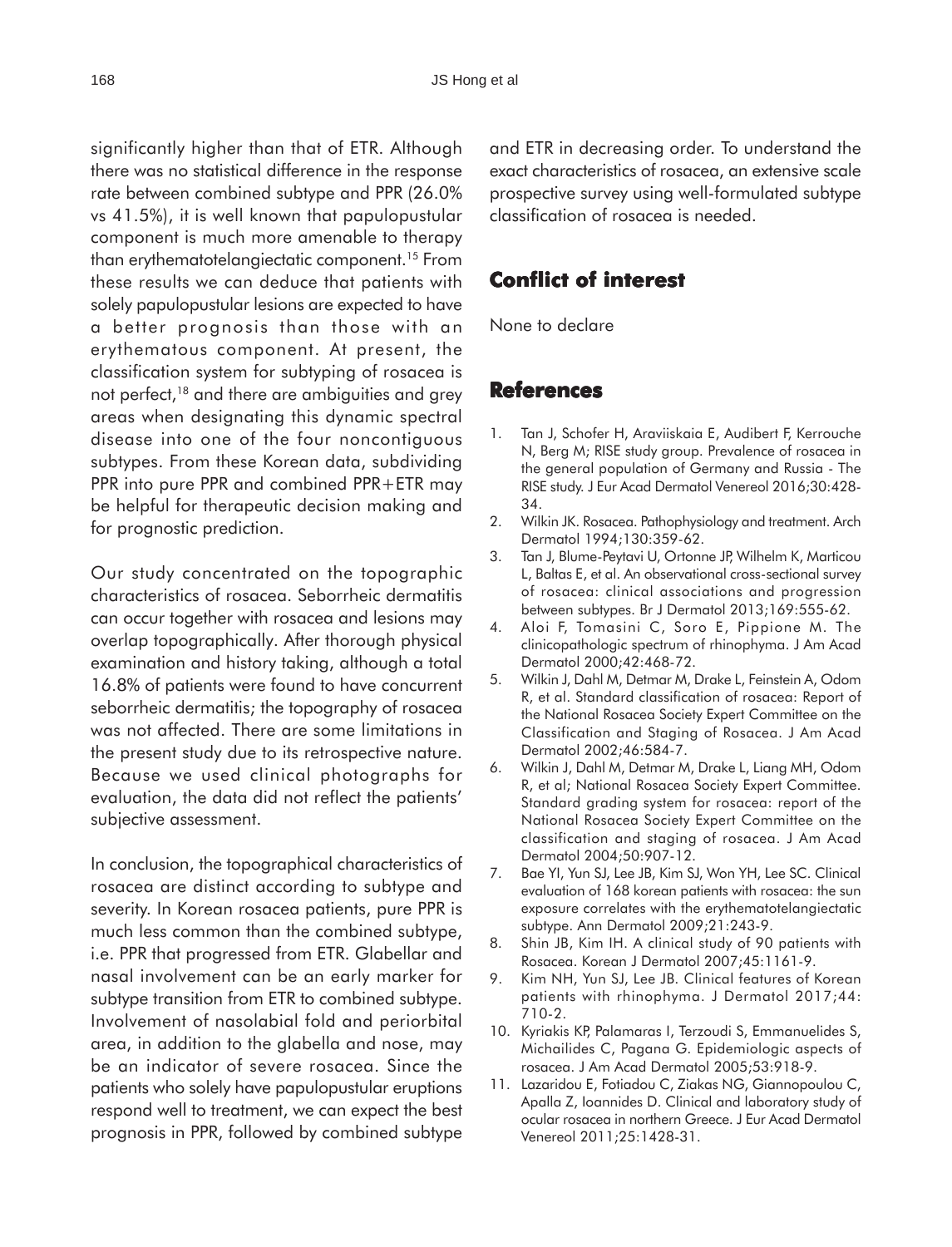significantly higher than that of ETR. Although there was no statistical difference in the response rate between combined subtype and PPR (26.0% vs 41.5%), it is well known that papulopustular component is much more amenable to therapy than erythematotelangiectatic component.[15] From these results we can deduce that patients with solely papulopustular lesions are expected to have a better prognosis than those with an erythematous component. At present, the classification system for subtyping of rosacea is not perfect,[18] and there are ambiguities and grey areas when designating this dynamic spectral disease into one of the four noncontiguous subtypes. From these Korean data, subdividing PPR into pure PPR and combined PPR+ETR may be helpful for therapeutic decision making and for prognostic prediction.

Our study concentrated on the topographic characteristics of rosacea. Seborrheic dermatitis can occur together with rosacea and lesions may overlap topographically. After thorough physical examination and history taking, although a total 16.8% of patients were found to have concurrent seborrheic dermatitis; the topography of rosacea was not affected. There are some limitations in the present study due to its retrospective nature. Because we used clinical photographs for evaluation, the data did not reflect the patients' subjective assessment.

In conclusion, the topographical characteristics of rosacea are distinct according to subtype and severity. In Korean rosacea patients, pure PPR is much less common than the combined subtype, i.e. PPR that progressed from ETR. Glabellar and nasal involvement can be an early marker for subtype transition from ETR to combined subtype. Involvement of nasolabial fold and periorbital area, in addition to the glabella and nose, may be an indicator of severe rosacea. Since the patients who solely have papulopustular eruptions respond well to treatment, we can expect the best prognosis in PPR, followed by combined subtype and ETR in decreasing order. To understand the exact characteristics of rosacea, an extensive scale prospective survey using well-formulated subtype classification of rosacea is needed.

## Conflict of interest

None to declare

## References

1. Tan J, Schofer H, Araviiskaia E, Audibert F, Kerrouche N, Berg M; RISE study group. Prevalence of rosacea in the general population of Germany and Russia - The RISE study. J Eur Acad Dermatol Venereol 2016;30:428-34.
2. Wilkin JK. Rosacea. Pathophysiology and treatment. Arch Dermatol 1994;130:359-62.
3. Tan J, Blume-Peytavi U, Ortonne JP, Wilhelm K, Marticou L, Baltas E, et al. An observational cross-sectional survey of rosacea: clinical associations and progression between subtypes. Br J Dermatol 2013;169:555-62.
4. Aloi F, Tomasini C, Soro E, Pippione M. The clinicopathologic spectrum of rhinophyma. J Am Acad Dermatol 2000;42:468-72.
5. Wilkin J, Dahl M, Detmar M, Drake L, Feinstein A, Odom R, et al. Standard classification of rosacea: Report of the National Rosacea Society Expert Committee on the Classification and Staging of Rosacea. J Am Acad Dermatol 2002;46:584-7.
6. Wilkin J, Dahl M, Detmar M, Drake L, Liang MH, Odom R, et al; National Rosacea Society Expert Committee. Standard grading system for rosacea: report of the National Rosacea Society Expert Committee on the classification and staging of rosacea. J Am Acad Dermatol 2004;50:907-12.
7. Bae YI, Yun SJ, Lee JB, Kim SJ, Won YH, Lee SC. Clinical evaluation of 168 korean patients with rosacea: the sun exposure correlates with the erythematotelangiectatic subtype. Ann Dermatol 2009;21:243-9.
8. Shin JB, Kim IH. A clinical study of 90 patients with Rosacea. Korean J Dermatol 2007;45:1161-9.
9. Kim NH, Yun SJ, Lee JB. Clinical features of Korean patients with rhinophyma. J Dermatol 2017;44:710-2.
10. Kyriakis KP, Palamaras I, Terzoudi S, Emmanuelides S, Michailides C, Pagana G. Epidemiologic aspects of rosacea. J Am Acad Dermatol 2005;53:918-9.
11. Lazaridou E, Fotiadou C, Ziakas NG, Giannopoulou C, Apalla Z, Ioannides D. Clinical and laboratory study of ocular rosacea in northern Greece. J Eur Acad Dermatol Venereol 2011;25:1428-31.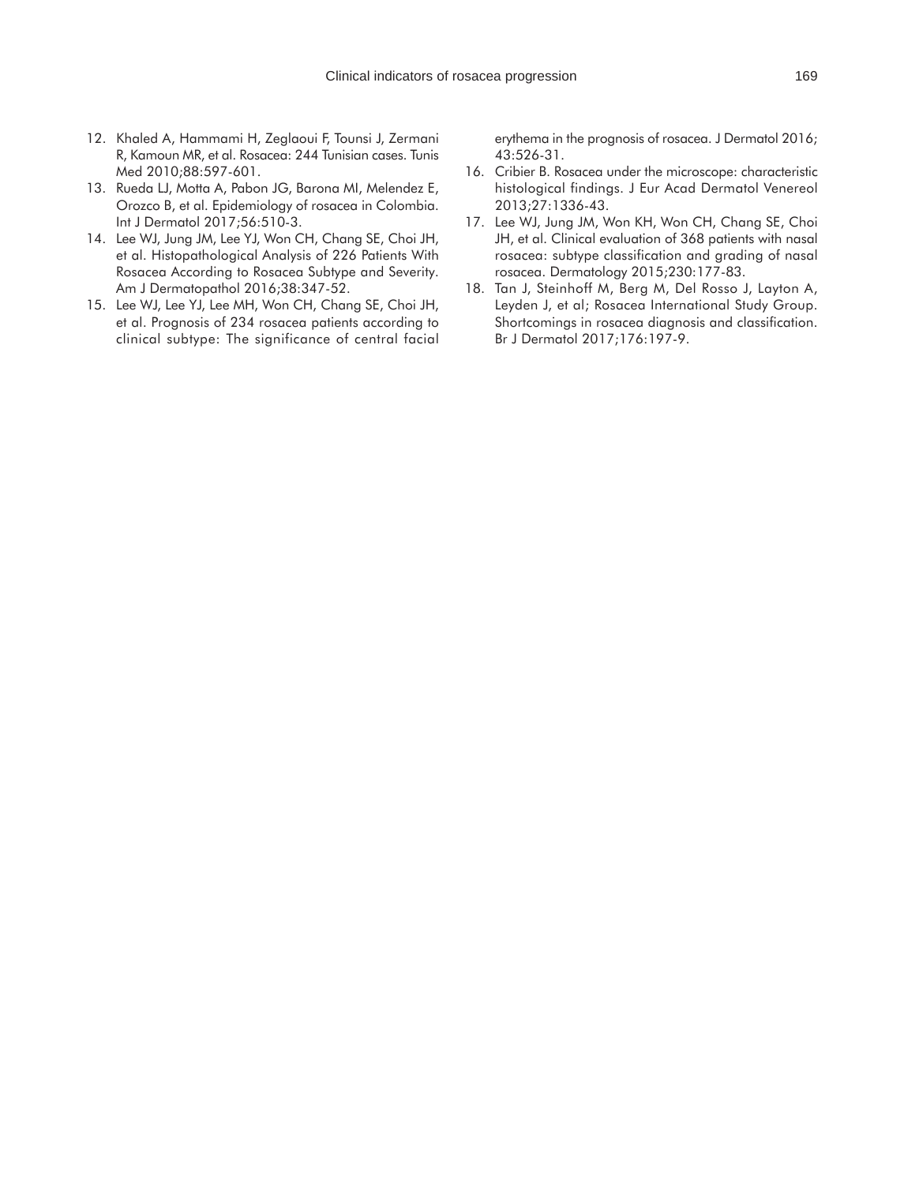12. Khaled A, Hammami H, Zeglaoui F, Tounsi J, Zermani R, Kamoun MR, et al. Rosacea: 244 Tunisian cases. Tunis Med 2010;88:597-601.
13. Rueda LJ, Motta A, Pabon JG, Barona MI, Melendez E, Orozco B, et al. Epidemiology of rosacea in Colombia. Int J Dermatol 2017;56:510-3.
14. Lee WJ, Jung JM, Lee YJ, Won CH, Chang SE, Choi JH, et al. Histopathological Analysis of 226 Patients With Rosacea According to Rosacea Subtype and Severity. Am J Dermatopathol 2016;38:347-52.
15. Lee WJ, Lee YJ, Lee MH, Won CH, Chang SE, Choi JH, et al. Prognosis of 234 rosacea patients according to clinical subtype: The significance of central facial erythema in the prognosis of rosacea. J Dermatol 2016; 43:526-31.
16. Cribier B. Rosacea under the microscope: characteristic histological findings. J Eur Acad Dermatol Venereol 2013;27:1336-43.
17. Lee WJ, Jung JM, Won KH, Won CH, Chang SE, Choi JH, et al. Clinical evaluation of 368 patients with nasal rosacea: subtype classification and grading of nasal rosacea. Dermatology 2015;230:177-83.
18. Tan J, Steinhoff M, Berg M, Del Rosso J, Layton A, Leyden J, et al; Rosacea International Study Group. Shortcomings in rosacea diagnosis and classification. Br J Dermatol 2017;176:197-9.